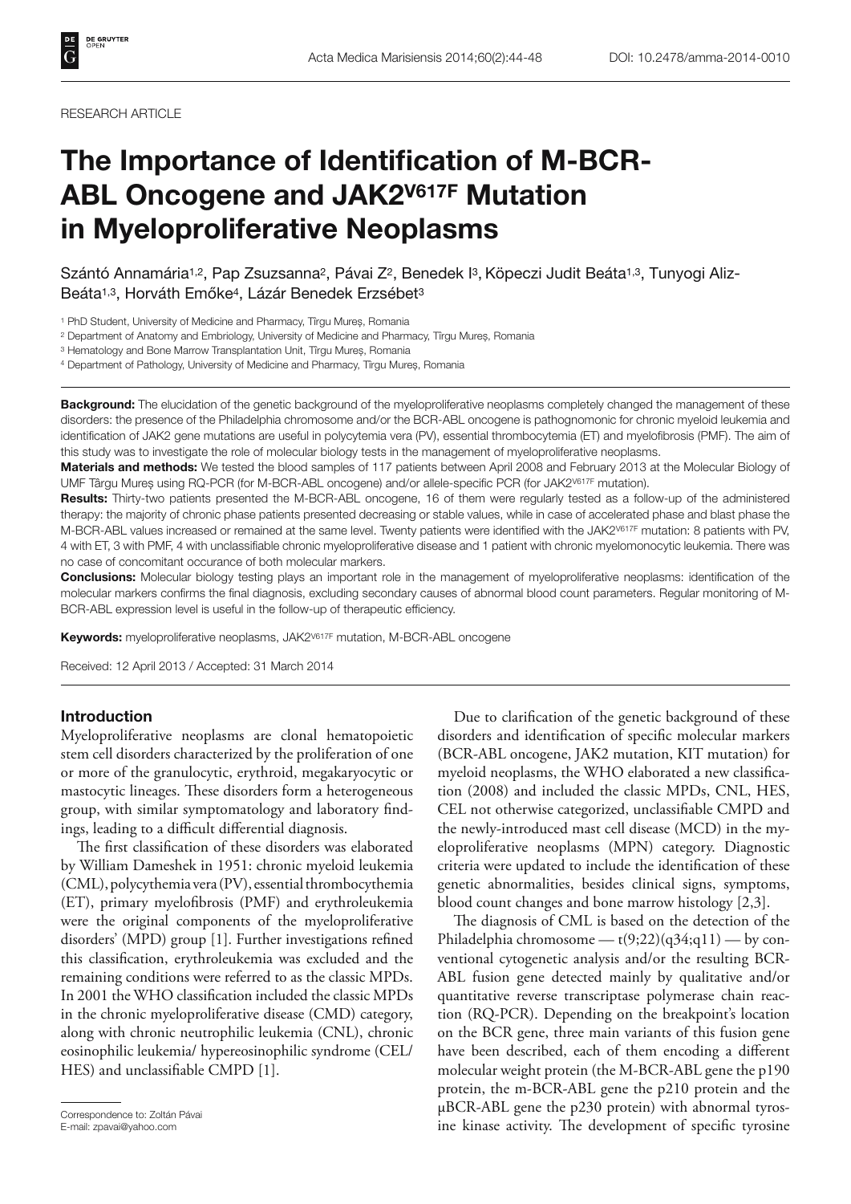RESEARCH ARTICLE

# The Importance of Identification of M-BCR-ABL Oncogene and JAK2$^{V617F}$ Mutation in Myeloproliferative Neoplasms

Szántó Annamária[1,2], Pap Zsuzsanna[2], Pávai Z[2], Benedek I[3], Köpeczi Judit Beáta[1,3], Tunyogi Aliz-Beáta[1,3], Horváth Emőke[4], Lázár Benedek Erzsébet[3]

[1] PhD Student, University of Medicine and Pharmacy, Tîrgu Mureș, Romania

[2] Department of Anatomy and Embriology, University of Medicine and Pharmacy, Tîrgu Mureș, Romania

[3] Hematology and Bone Marrow Transplantation Unit, Tîrgu Mureș, Romania

[4] Department of Pathology, University of Medicine and Pharmacy, Tîrgu Mureș, Romania

**Background:** The elucidation of the genetic background of the myeloproliferative neoplasms completely changed the management of these disorders: the presence of the Philadelphia chromosome and/or the BCR-ABL oncogene is pathognomonic for chronic myeloid leukemia and identification of JAK2 gene mutations are useful in polycytemia vera (PV), essential thrombocytemia (ET) and myelofibrosis (PMF). The aim of this study was to investigate the role of molecular biology tests in the management of myeloproliferative neoplasms.

**Materials and methods:** We tested the blood samples of 117 patients between April 2008 and February 2013 at the Molecular Biology of UMF Târgu Mureș using RQ-PCR (for M-BCR-ABL oncogene) and/or allele-specific PCR (for JAK2$^{V617F}$ mutation).

**Results:** Thirty-two patients presented the M-BCR-ABL oncogene, 16 of them were regularly tested as a follow-up of the administered therapy: the majority of chronic phase patients presented decreasing or stable values, while in case of accelerated phase and blast phase the M-BCR-ABL values increased or remained at the same level. Twenty patients were identified with the JAK2$^{V617F}$ mutation: 8 patients with PV, 4 with ET, 3 with PMF, 4 with unclassifiable chronic myeloproliferative disease and 1 patient with chronic myelomonocytic leukemia. There was no case of concomitant occurance of both molecular markers.

**Conclusions:** Molecular biology testing plays an important role in the management of myeloproliferative neoplasms: identification of the molecular markers confirms the final diagnosis, excluding secondary causes of abnormal blood count parameters. Regular monitoring of M-BCR-ABL expression level is useful in the follow-up of therapeutic efficiency.

**Keywords:** myeloproliferative neoplasms, JAK2$^{V617F}$ mutation, M-BCR-ABL oncogene

Received: 12 April 2013 / Accepted: 31 March 2014

## Introduction

Myeloproliferative neoplasms are clonal hematopoietic stem cell disorders characterized by the proliferation of one or more of the granulocytic, erythroid, megakaryocytic or mastocytic lineages. These disorders form a heterogeneous group, with similar symptomatology and laboratory findings, leading to a difficult differential diagnosis.

The first classification of these disorders was elaborated by William Dameshek in 1951: chronic myeloid leukemia (CML), polycythemia vera (PV), essential thrombocythemia (ET), primary myelofibrosis (PMF) and erythroleukemia were the original components of the myeloproliferative disorders' (MPD) group [1]. Further investigations refined this classification, erythroleukemia was excluded and the remaining conditions were referred to as the classic MPDs. In 2001 the WHO classification included the classic MPDs in the chronic myeloproliferative disease (CMD) category, along with chronic neutrophilic leukemia (CNL), chronic eosinophilic leukemia/ hypereosinophilic syndrome (CEL/HES) and unclassifiable CMPD [1].

Due to clarification of the genetic background of these disorders and identification of specific molecular markers (BCR-ABL oncogene, JAK2 mutation, KIT mutation) for myeloid neoplasms, the WHO elaborated a new classification (2008) and included the classic MPDs, CNL, HES, CEL not otherwise categorized, unclassifiable CMPD and the newly-introduced mast cell disease (MCD) in the myeloproliferative neoplasms (MPN) category. Diagnostic criteria were updated to include the identification of these genetic abnormalities, besides clinical signs, symptoms, blood count changes and bone marrow histology [2,3].

The diagnosis of CML is based on the detection of the Philadelphia chromosome — t(9;22)(q34;q11) — by conventional cytogenetic analysis and/or the resulting BCR-ABL fusion gene detected mainly by qualitative and/or quantitative reverse transcriptase polymerase chain reaction (RQ-PCR). Depending on the breakpoint's location on the BCR gene, three main variants of this fusion gene have been described, each of them encoding a different molecular weight protein (the M-BCR-ABL gene the p190 protein, the m-BCR-ABL gene the p210 protein and the μBCR-ABL gene the p230 protein) with abnormal tyrosine kinase activity. The development of specific tyrosine

Correspondence to: Zoltán Pávai
E-mail: zpavai@yahoo.com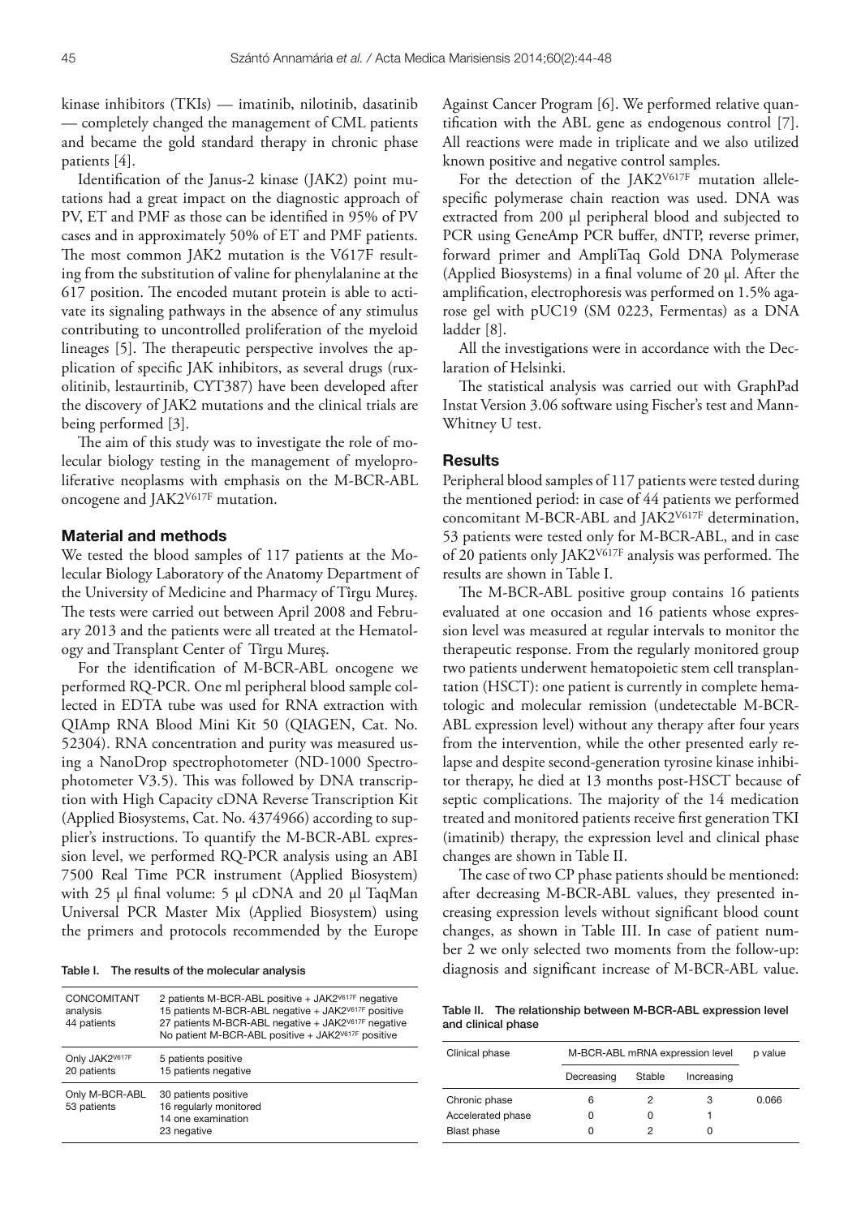kinase inhibitors (TKIs) — imatinib, nilotinib, dasatinib — completely changed the management of CML patients and became the gold standard therapy in chronic phase patients [4].

Identification of the Janus-2 kinase (JAK2) point mutations had a great impact on the diagnostic approach of PV, ET and PMF as those can be identified in 95% of PV cases and in approximately 50% of ET and PMF patients. The most common JAK2 mutation is the V617F resulting from the substitution of valine for phenylalanine at the 617 position. The encoded mutant protein is able to activate its signaling pathways in the absence of any stimulus contributing to uncontrolled proliferation of the myeloid lineages [5]. The therapeutic perspective involves the application of specific JAK inhibitors, as several drugs (ruxolitinib, lestaurtinib, CYT387) have been developed after the discovery of JAK2 mutations and the clinical trials are being performed [3].

The aim of this study was to investigate the role of molecular biology testing in the management of myeloproliferative neoplasms with emphasis on the M-BCR-ABL oncogene and $JAK2^{V617F}$ mutation.

## Material and methods

We tested the blood samples of 117 patients at the Molecular Biology Laboratory of the Anatomy Department of the University of Medicine and Pharmacy of Tîrgu Mureş. The tests were carried out between April 2008 and February 2013 and the patients were all treated at the Hematology and Transplant Center of Tîrgu Mureş.

For the identification of M-BCR-ABL oncogene we performed RQ-PCR. One ml peripheral blood sample collected in EDTA tube was used for RNA extraction with QIAmp RNA Blood Mini Kit 50 (QIAGEN, Cat. No. 52304). RNA concentration and purity was measured using a NanoDrop spectrophotometer (ND-1000 Spectrophotometer V3.5). This was followed by DNA transcription with High Capacity cDNA Reverse Transcription Kit (Applied Biosystems, Cat. No. 4374966) according to supplier's instructions. To quantify the M-BCR-ABL expression level, we performed RQ-PCR analysis using an ABI 7500 Real Time PCR instrument (Applied Biosystem) with 25 µl final volume: 5 µl cDNA and 20 µl TaqMan Universal PCR Master Mix (Applied Biosystem) using the primers and protocols recommended by the Europe Against Cancer Program [6]. We performed relative quantification with the ABL gene as endogenous control [7]. All reactions were made in triplicate and we also utilized known positive and negative control samples.

For the detection of the $JAK2^{V617F}$ mutation allele-specific polymerase chain reaction was used. DNA was extracted from 200 µl peripheral blood and subjected to PCR using GeneAmp PCR buffer, dNTP, reverse primer, forward primer and AmpliTaq Gold DNA Polymerase (Applied Biosystems) in a final volume of 20 µl. After the amplification, electrophoresis was performed on 1.5% agarose gel with pUC19 (SM 0223, Fermentas) as a DNA ladder [8].

All the investigations were in accordance with the Declaration of Helsinki.

The statistical analysis was carried out with GraphPad Instat Version 3.06 software using Fischer's test and Mann-Whitney U test.

## Results

Peripheral blood samples of 117 patients were tested during the mentioned period: in case of 44 patients we performed concomitant M-BCR-ABL and $JAK2^{V617F}$ determination, 53 patients were tested only for M-BCR-ABL, and in case of 20 patients only $JAK2^{V617F}$ analysis was performed. The results are shown in Table I.

Table I. The results of the molecular analysis

| | |
|---|---|
| CONCOMITANT analysis 44 patients | 2 patients M-BCR-ABL positive + $JAK2^{V617F}$ negative<br>15 patients M-BCR-ABL negative + $JAK2^{V617F}$ positive<br>27 patients M-BCR-ABL negative + $JAK2^{V617F}$ negative<br>No patient M-BCR-ABL positive + $JAK2^{V617F}$ positive |
| Only $JAK2^{V617F}$ 20 patients | 5 patients positive<br>15 patients negative |
| Only M-BCR-ABL 53 patients | 30 patients positive<br>16 regularly monitored<br>14 one examination<br>23 negative |

The M-BCR-ABL positive group contains 16 patients evaluated at one occasion and 16 patients whose expression level was measured at regular intervals to monitor the therapeutic response. From the regularly monitored group two patients underwent hematopoietic stem cell transplantation (HSCT): one patient is currently in complete hematologic and molecular remission (undetectable M-BCR-ABL expression level) without any therapy after four years from the intervention, while the other presented early relapse and despite second-generation tyrosine kinase inhibitor therapy, he died at 13 months post-HSCT because of septic complications. The majority of the 14 medication treated and monitored patients receive first generation TKI (imatinib) therapy, the expression level and clinical phase changes are shown in Table II.

The case of two CP phase patients should be mentioned: after decreasing M-BCR-ABL values, they presented increasing expression levels without significant blood count changes, as shown in Table III. In case of patient number 2 we only selected two moments from the follow-up: diagnosis and significant increase of M-BCR-ABL value.

Table II. The relationship between M-BCR-ABL expression level and clinical phase

| Clinical phase | M-BCR-ABL mRNA expression level | | | p value |
|---|---|---|---|---|
| | Decreasing | Stable | Increasing | |
| Chronic phase | 6 | 2 | 3 | 0.066 |
| Accelerated phase | 0 | 0 | 1 | |
| Blast phase | 0 | 2 | 0 | |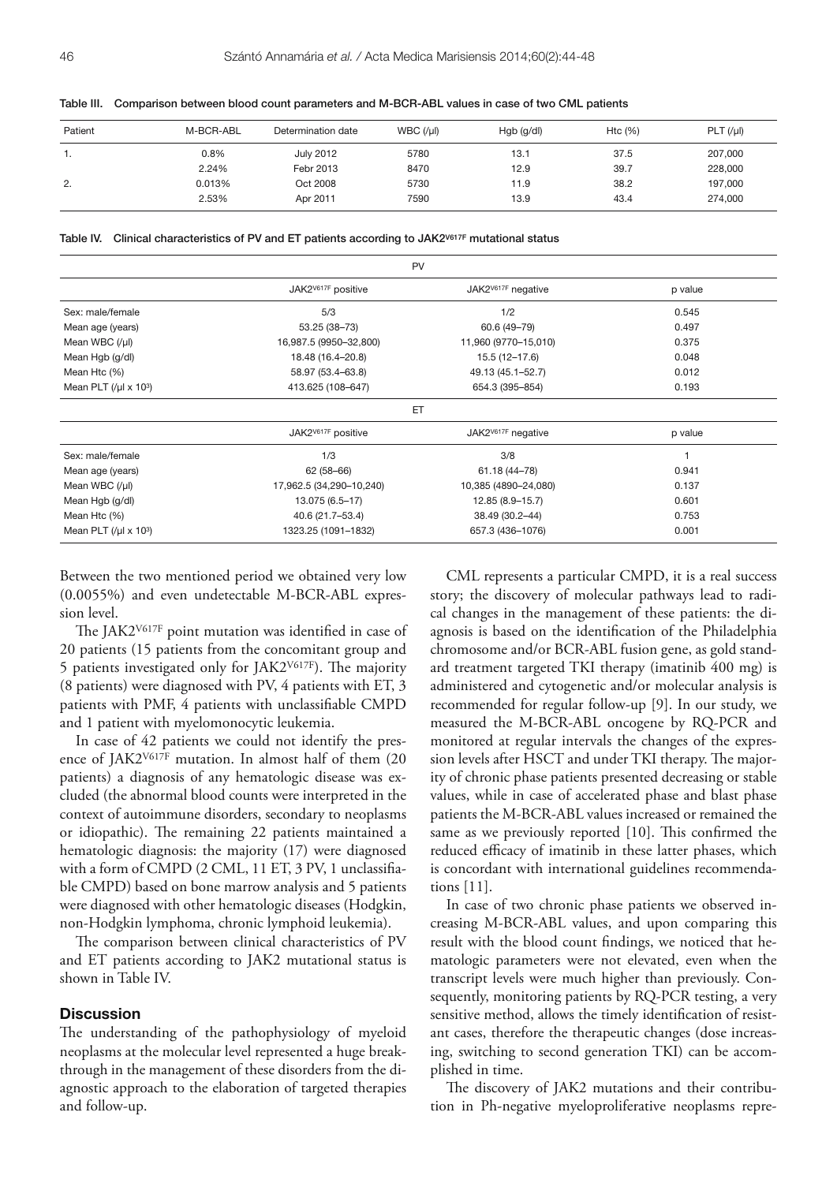Table III. Comparison between blood count parameters and M-BCR-ABL values in case of two CML patients

| Patient | M-BCR-ABL | Determination date | WBC (/μl) | Hgb (g/dl) | Htc (%) | PLT (/μl) |
|---|---|---|---|---|---|---|
| 1. | 0.8% | July 2012 | 5780 | 13.1 | 37.5 | 207,000 |
| | 2.24% | Febr 2013 | 8470 | 12.9 | 39.7 | 228,000 |
| 2. | 0.013% | Oct 2008 | 5730 | 11.9 | 38.2 | 197,000 |
| | 2.53% | Apr 2011 | 7590 | 13.9 | 43.4 | 274,000 |

Table IV. Clinical characteristics of PV and ET patients according to $JAK2^{V617F}$ mutational status

| | PV | | |
|---|---|---|---|
| | $JAK2^{V617F}$ positive | $JAK2^{V617F}$ negative | p value |
| Sex: male/female | 5/3 | 1/2 | 0.545 |
| Mean age (years) | 53.25 (38–73) | 60.6 (49–79) | 0.497 |
| Mean WBC (/μl) | 16,987.5 (9950–32,800) | 11,960 (9770–15,010) | 0.375 |
| Mean Hgb (g/dl) | 18.48 (16.4–20.8) | 15.5 (12–17.6) | 0.048 |
| Mean Htc (%) | 58.97 (53.4–63.8) | 49.13 (45.1–52.7) | 0.012 |
| Mean PLT (/μl x $10^3$) | 413.625 (108–647) | 654.3 (395–854) | 0.193 |
| | **ET** | | |
| | $JAK2^{V617F}$ positive | $JAK2^{V617F}$ negative | p value |
| Sex: male/female | 1/3 | 3/8 | 1 |
| Mean age (years) | 62 (58–66) | 61.18 (44–78) | 0.941 |
| Mean WBC (/μl) | 17,962.5 (34,290–10,240) | 10,385 (4890–24,080) | 0.137 |
| Mean Hgb (g/dl) | 13.075 (6.5–17) | 12.85 (8.9–15.7) | 0.601 |
| Mean Htc (%) | 40.6 (21.7–53.4) | 38.49 (30.2–44) | 0.753 |
| Mean PLT (/μl x $10^3$) | 1323.25 (1091–1832) | 657.3 (436–1076) | 0.001 |

Between the two mentioned period we obtained very low (0.0055%) and even undetectable M-BCR-ABL expression level.

The $JAK2^{V617F}$ point mutation was identified in case of 20 patients (15 patients from the concomitant group and 5 patients investigated only for $JAK2^{V617F}$). The majority (8 patients) were diagnosed with PV, 4 patients with ET, 3 patients with PMF, 4 patients with unclassifiable CMPD and 1 patient with myelomonocytic leukemia.

In case of 42 patients we could not identify the presence of $JAK2^{V617F}$ mutation. In almost half of them (20 patients) a diagnosis of any hematologic disease was excluded (the abnormal blood counts were interpreted in the context of autoimmune disorders, secondary to neoplasms or idiopathic). The remaining 22 patients maintained a hematologic diagnosis: the majority (17) were diagnosed with a form of CMPD (2 CML, 11 ET, 3 PV, 1 unclassifiable CMPD) based on bone marrow analysis and 5 patients were diagnosed with other hematologic diseases (Hodgkin, non-Hodgkin lymphoma, chronic lymphoid leukemia).

The comparison between clinical characteristics of PV and ET patients according to JAK2 mutational status is shown in Table IV.

## Discussion

The understanding of the pathophysiology of myeloid neoplasms at the molecular level represented a huge breakthrough in the management of these disorders from the diagnostic approach to the elaboration of targeted therapies and follow-up.

CML represents a particular CMPD, it is a real success story; the discovery of molecular pathways lead to radical changes in the management of these patients: the diagnosis is based on the identification of the Philadelphia chromosome and/or BCR-ABL fusion gene, as gold standard treatment targeted TKI therapy (imatinib 400 mg) is administered and cytogenetic and/or molecular analysis is recommended for regular follow-up [9]. In our study, we measured the M-BCR-ABL oncogene by RQ-PCR and monitored at regular intervals the changes of the expression levels after HSCT and under TKI therapy. The majority of chronic phase patients presented decreasing or stable values, while in case of accelerated phase and blast phase patients the M-BCR-ABL values increased or remained the same as we previously reported [10]. This confirmed the reduced efficacy of imatinib in these latter phases, which is concordant with international guidelines recommendations [11].

In case of two chronic phase patients we observed increasing M-BCR-ABL values, and upon comparing this result with the blood count findings, we noticed that hematologic parameters were not elevated, even when the transcript levels were much higher than previously. Consequently, monitoring patients by RQ-PCR testing, a very sensitive method, allows the timely identification of resistant cases, therefore the therapeutic changes (dose increasing, switching to second generation TKI) can be accomplished in time.

The discovery of JAK2 mutations and their contribution in Ph-negative myeloproliferative neoplasms repre-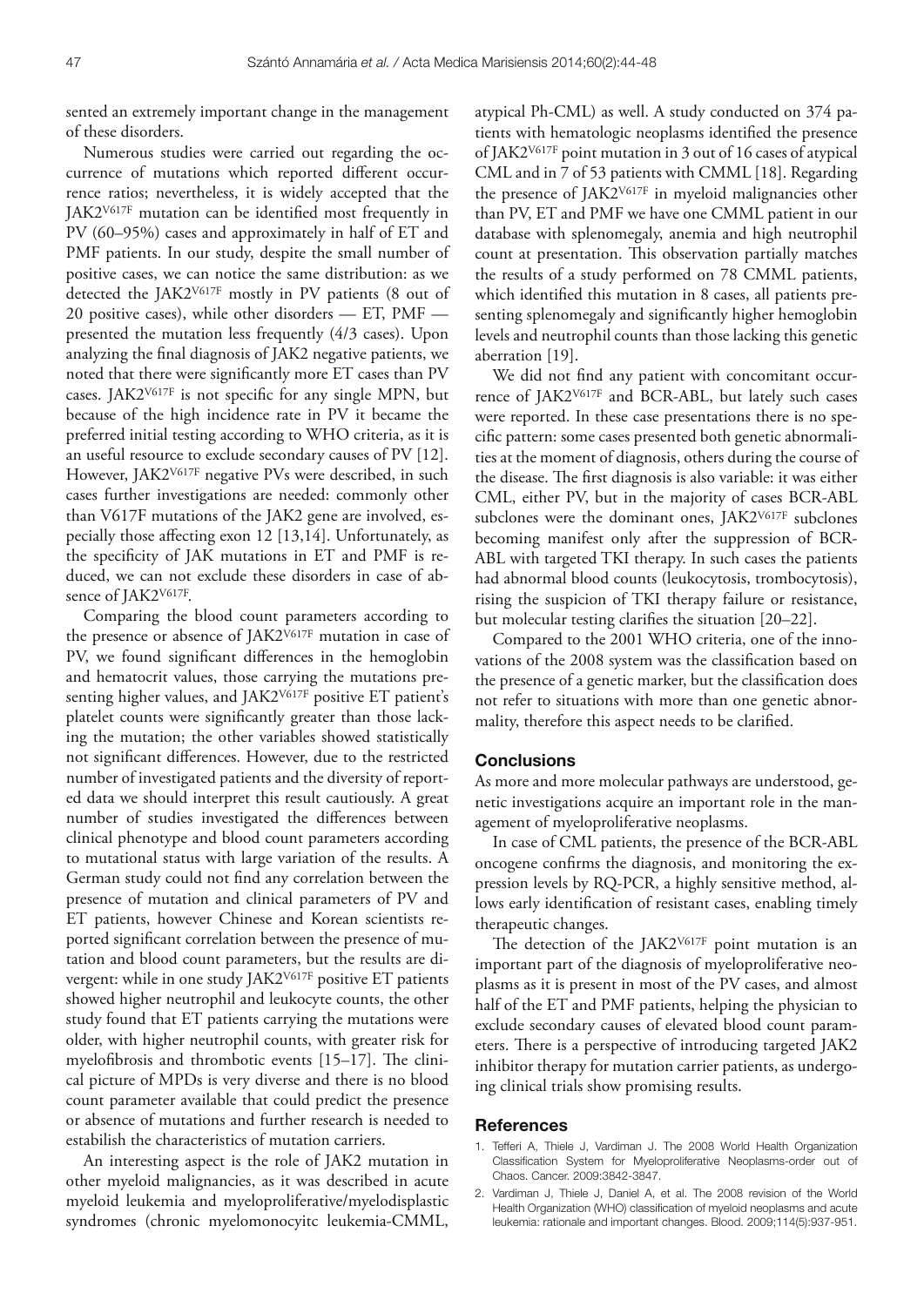sented an extremely important change in the management of these disorders.

Numerous studies were carried out regarding the occurrence of mutations which reported different occurrence ratios; nevertheless, it is widely accepted that the JAK2$^{V617F}$ mutation can be identified most frequently in PV (60–95%) cases and approximately in half of ET and PMF patients. In our study, despite the small number of positive cases, we can notice the same distribution: as we detected the JAK2$^{V617F}$ mostly in PV patients (8 out of 20 positive cases), while other disorders — ET, PMF — presented the mutation less frequently (4/3 cases). Upon analyzing the final diagnosis of JAK2 negative patients, we noted that there were significantly more ET cases than PV cases. JAK2$^{V617F}$ is not specific for any single MPN, but because of the high incidence rate in PV it became the preferred initial testing according to WHO criteria, as it is an useful resource to exclude secondary causes of PV [12]. However, JAK2$^{V617F}$ negative PVs were described, in such cases further investigations are needed: commonly other than V617F mutations of the JAK2 gene are involved, especially those affecting exon 12 [13,14]. Unfortunately, as the specificity of JAK mutations in ET and PMF is reduced, we can not exclude these disorders in case of absence of JAK2$^{V617F}$.

Comparing the blood count parameters according to the presence or absence of JAK2$^{V617F}$ mutation in case of PV, we found significant differences in the hemoglobin and hematocrit values, those carrying the mutations presenting higher values, and JAK2$^{V617F}$ positive ET patient's platelet counts were significantly greater than those lacking the mutation; the other variables showed statistically not significant differences. However, due to the restricted number of investigated patients and the diversity of reported data we should interpret this result cautiously. A great number of studies investigated the differences between clinical phenotype and blood count parameters according to mutational status with large variation of the results. A German study could not find any correlation between the presence of mutation and clinical parameters of PV and ET patients, however Chinese and Korean scientists reported significant correlation between the presence of mutation and blood count parameters, but the results are divergent: while in one study JAK2$^{V617F}$ positive ET patients showed higher neutrophil and leukocyte counts, the other study found that ET patients carrying the mutations were older, with higher neutrophil counts, with greater risk for myelofibrosis and thrombotic events [15–17]. The clinical picture of MPDs is very diverse and there is no blood count parameter available that could predict the presence or absence of mutations and further research is needed to estabilish the characteristics of mutation carriers.

An interesting aspect is the role of JAK2 mutation in other myeloid malignancies, as it was described in acute myeloid leukemia and myeloproliferative/myelodisplastic syndromes (chronic myelomonocyitc leukemia-CMML, atypical Ph-CML) as well. A study conducted on 374 patients with hematologic neoplasms identified the presence of JAK2$^{V617F}$ point mutation in 3 out of 16 cases of atypical CML and in 7 of 53 patients with CMML [18]. Regarding the presence of JAK2$^{V617F}$ in myeloid malignancies other than PV, ET and PMF we have one CMML patient in our database with splenomegaly, anemia and high neutrophil count at presentation. This observation partially matches the results of a study performed on 78 CMML patients, which identified this mutation in 8 cases, all patients presenting splenomegaly and significantly higher hemoglobin levels and neutrophil counts than those lacking this genetic aberration [19].

We did not find any patient with concomitant occurrence of JAK2$^{V617F}$ and BCR-ABL, but lately such cases were reported. In these case presentations there is no specific pattern: some cases presented both genetic abnormalities at the moment of diagnosis, others during the course of the disease. The first diagnosis is also variable: it was either CML, either PV, but in the majority of cases BCR-ABL subclones were the dominant ones, JAK2$^{V617F}$ subclones becoming manifest only after the suppression of BCR-ABL with targeted TKI therapy. In such cases the patients had abnormal blood counts (leukocytosis, trombocytosis), rising the suspicion of TKI therapy failure or resistance, but molecular testing clarifies the situation [20–22].

Compared to the 2001 WHO criteria, one of the innovations of the 2008 system was the classification based on the presence of a genetic marker, but the classification does not refer to situations with more than one genetic abnormality, therefore this aspect needs to be clarified.

## Conclusions

As more and more molecular pathways are understood, genetic investigations acquire an important role in the management of myeloproliferative neoplasms.

In case of CML patients, the presence of the BCR-ABL oncogene confirms the diagnosis, and monitoring the expression levels by RQ-PCR, a highly sensitive method, allows early identification of resistant cases, enabling timely therapeutic changes.

The detection of the JAK2$^{V617F}$ point mutation is an important part of the diagnosis of myeloproliferative neoplasms as it is present in most of the PV cases, and almost half of the ET and PMF patients, helping the physician to exclude secondary causes of elevated blood count parameters. There is a perspective of introducing targeted JAK2 inhibitor therapy for mutation carrier patients, as undergoing clinical trials show promising results.

## References

1. Tefferi A, Thiele J, Vardiman J. The 2008 World Health Organization Classification System for Myeloproliferative Neoplasms-order out of Chaos. Cancer. 2009:3842-3847.
2. Vardiman J, Thiele J, Daniel A, et al. The 2008 revision of the World Health Organization (WHO) classification of myeloid neoplasms and acute leukemia: rationale and important changes. Blood. 2009;114(5):937-951.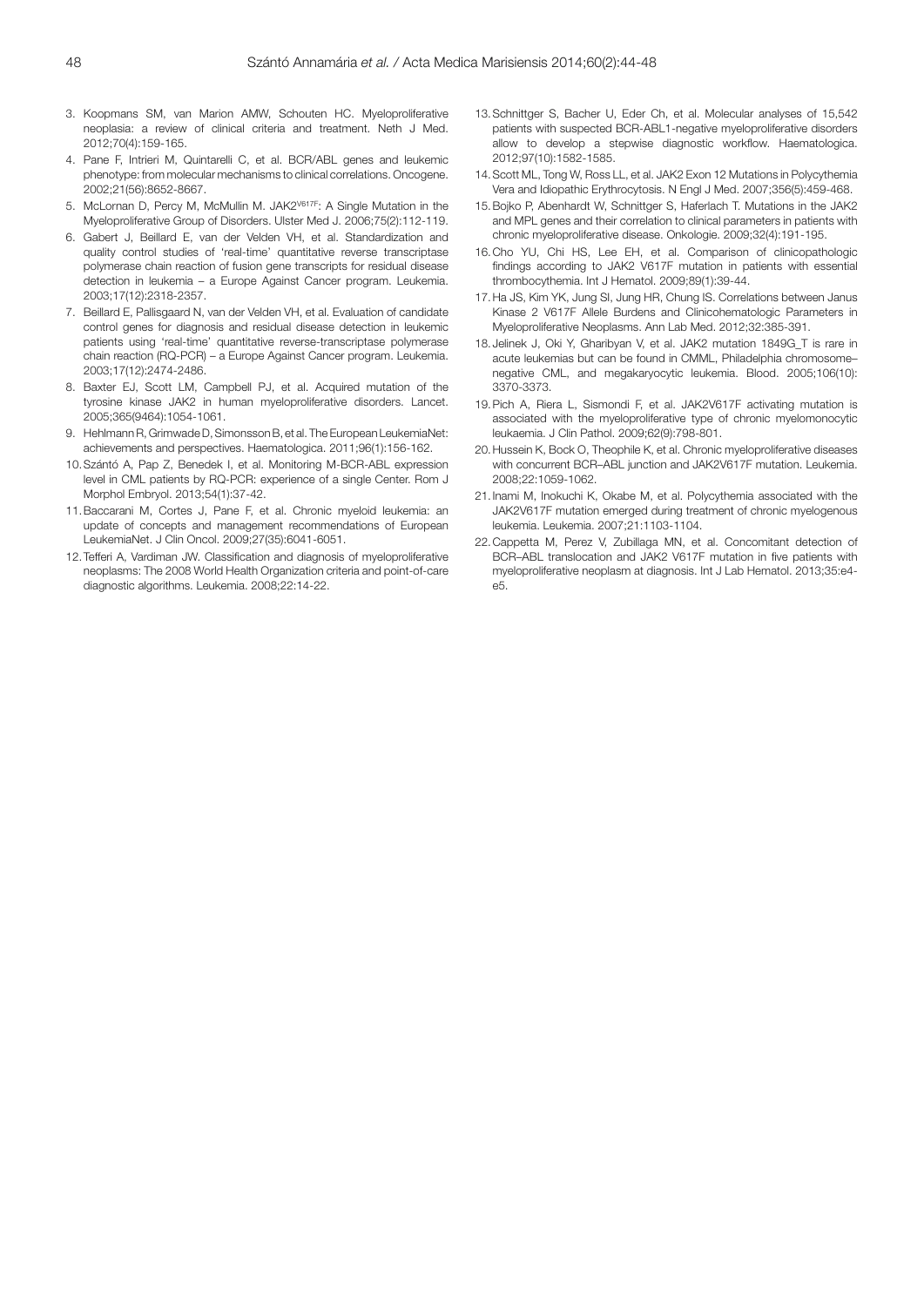3. Koopmans SM, van Marion AMW, Schouten HC. Myeloproliferative neoplasia: a review of clinical criteria and treatment. Neth J Med. 2012;70(4):159-165.
4. Pane F, Intrieri M, Quintarelli C, et al. BCR/ABL genes and leukemic phenotype: from molecular mechanisms to clinical correlations. Oncogene. 2002;21(56):8652-8667.
5. McLornan D, Percy M, McMullin M. JAK2$^{V617F}$: A Single Mutation in the Myeloproliferative Group of Disorders. Ulster Med J. 2006;75(2):112-119.
6. Gabert J, Beillard E, van der Velden VH, et al. Standardization and quality control studies of 'real-time' quantitative reverse transcriptase polymerase chain reaction of fusion gene transcripts for residual disease detection in leukemia – a Europe Against Cancer program. Leukemia. 2003;17(12):2318-2357.
7. Beillard E, Pallisgaard N, van der Velden VH, et al. Evaluation of candidate control genes for diagnosis and residual disease detection in leukemic patients using 'real-time' quantitative reverse-transcriptase polymerase chain reaction (RQ-PCR) – a Europe Against Cancer program. Leukemia. 2003;17(12):2474-2486.
8. Baxter EJ, Scott LM, Campbell PJ, et al. Acquired mutation of the tyrosine kinase JAK2 in human myeloproliferative disorders. Lancet. 2005;365(9464):1054-1061.
9. Hehlmann R, Grimwade D, Simonsson B, et al. The European LeukemiaNet: achievements and perspectives. Haematologica. 2011;96(1):156-162.
10. Szántó A, Pap Z, Benedek I, et al. Monitoring M-BCR-ABL expression level in CML patients by RQ-PCR: experience of a single Center. Rom J Morphol Embryol. 2013;54(1):37-42.
11. Baccarani M, Cortes J, Pane F, et al. Chronic myeloid leukemia: an update of concepts and management recommendations of European LeukemiaNet. J Clin Oncol. 2009;27(35):6041-6051.
12. Tefferi A, Vardiman JW. Classification and diagnosis of myeloproliferative neoplasms: The 2008 World Health Organization criteria and point-of-care diagnostic algorithms. Leukemia. 2008;22:14-22.
13. Schnittger S, Bacher U, Eder Ch, et al. Molecular analyses of 15,542 patients with suspected BCR-ABL1-negative myeloproliferative disorders allow to develop a stepwise diagnostic workflow. Haematologica. 2012;97(10):1582-1585.
14. Scott ML, Tong W, Ross LL, et al. JAK2 Exon 12 Mutations in Polycythemia Vera and Idiopathic Erythrocytosis. N Engl J Med. 2007;356(5):459-468.
15. Bojko P, Abenhardt W, Schnittger S, Haferlach T. Mutations in the JAK2 and MPL genes and their correlation to clinical parameters in patients with chronic myeloproliferative disease. Onkologie. 2009;32(4):191-195.
16. Cho YU, Chi HS, Lee EH, et al. Comparison of clinicopathologic findings according to JAK2 V617F mutation in patients with essential thrombocythemia. Int J Hematol. 2009;89(1):39-44.
17. Ha JS, Kim YK, Jung SI, Jung HR, Chung IS. Correlations between Janus Kinase 2 V617F Allele Burdens and Clinicohematologic Parameters in Myeloproliferative Neoplasms. Ann Lab Med. 2012;32:385-391.
18. Jelinek J, Oki Y, Gharibyan V, et al. JAK2 mutation 1849G_T is rare in acute leukemias but can be found in CMML, Philadelphia chromosome–negative CML, and megakaryocytic leukemia. Blood. 2005;106(10): 3370-3373.
19. Pich A, Riera L, Sismondi F, et al. JAK2V617F activating mutation is associated with the myeloproliferative type of chronic myelomonocytic leukaemia. J Clin Pathol. 2009;62(9):798-801.
20. Hussein K, Bock O, Theophile K, et al. Chronic myeloproliferative diseases with concurrent BCR–ABL junction and JAK2V617F mutation. Leukemia. 2008;22:1059-1062.
21. Inami M, Inokuchi K, Okabe M, et al. Polycythemia associated with the JAK2V617F mutation emerged during treatment of chronic myelogenous leukemia. Leukemia. 2007;21:1103-1104.
22. Cappetta M, Perez V, Zubillaga MN, et al. Concomitant detection of BCR–ABL translocation and JAK2 V617F mutation in five patients with myeloproliferative neoplasm at diagnosis. Int J Lab Hematol. 2013;35:e4-e5.